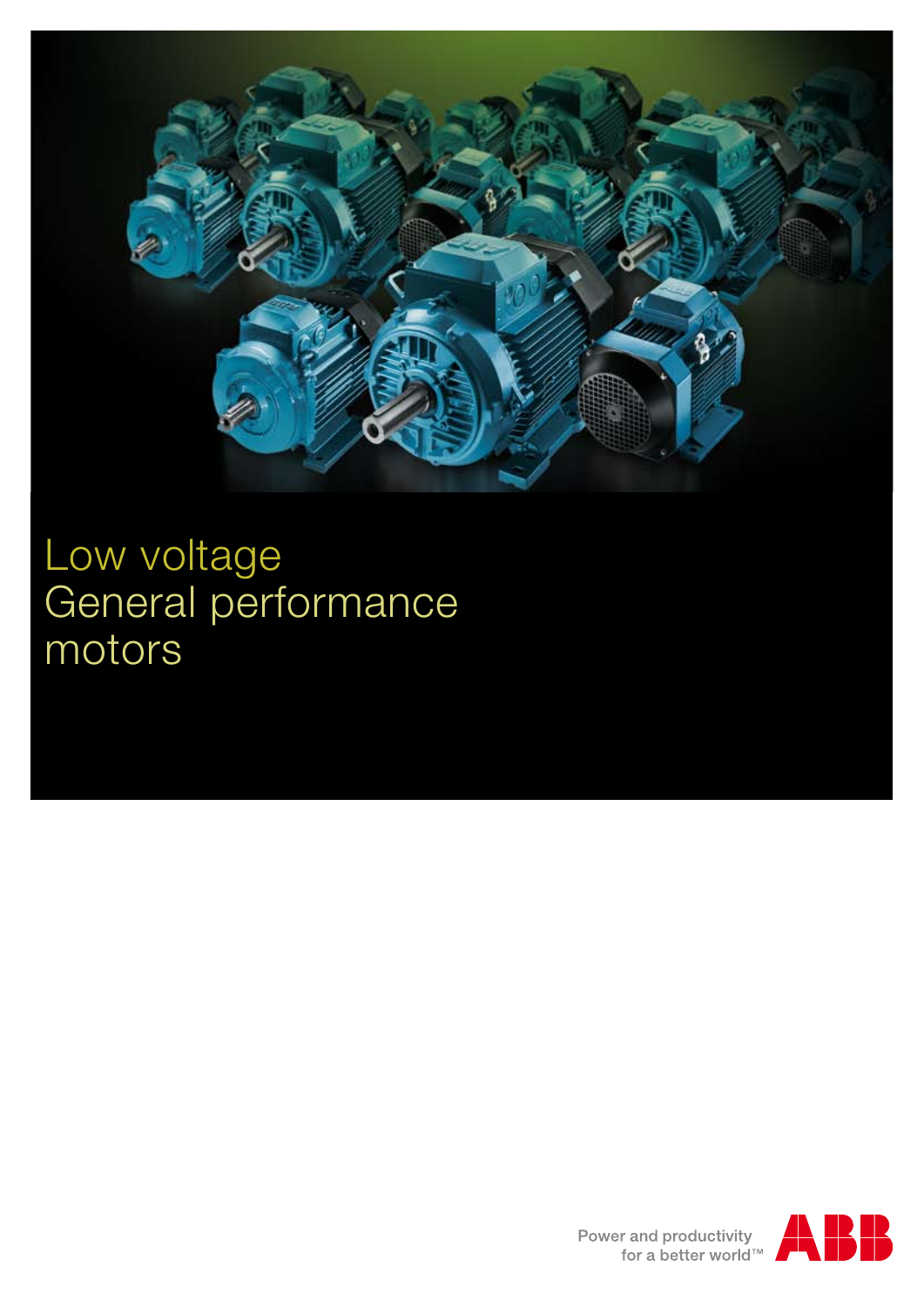# Low voltage General performance motors

Power and productivity
for a better world™

ABB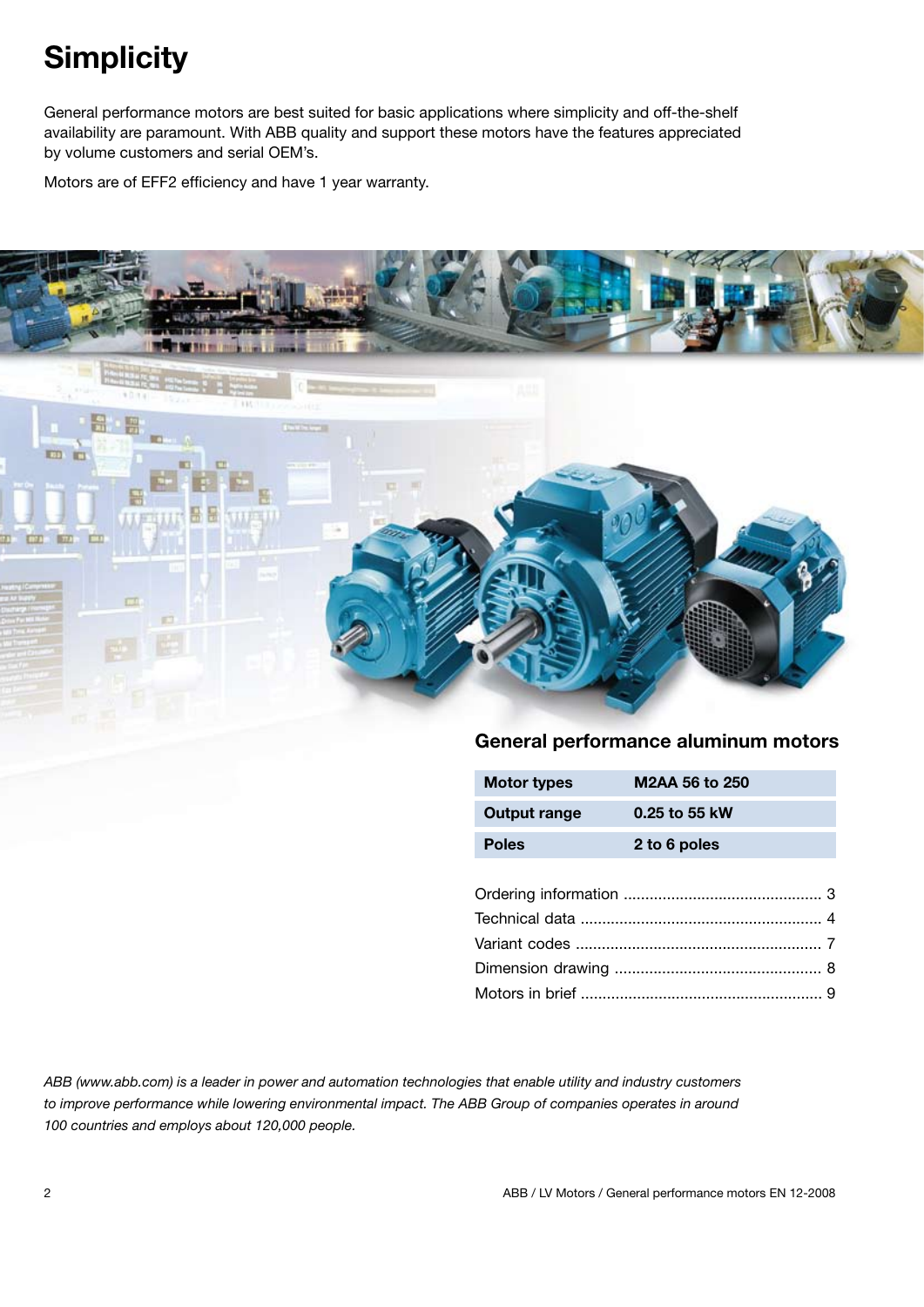# Simplicity

General performance motors are best suited for basic applications where simplicity and off-the-shelf availability are paramount. With ABB quality and support these motors have the features appreciated by volume customers and serial OEM's.

Motors are of EFF2 efficiency and have 1 year warranty.

## General performance aluminum motors

| | |
|---|---|
| **Motor types** | **M2AA 56 to 250** |
| **Output range** | **0.25 to 55 kW** |
| **Poles** | **2 to 6 poles** |

Ordering information .............................................. 3
Technical data ........................................................ 4
Variant codes ......................................................... 7
Dimension drawing ................................................ 8
Motors in brief ........................................................ 9

*ABB (www.abb.com) is a leader in power and automation technologies that enable utility and industry customers to improve performance while lowering environmental impact. The ABB Group of companies operates in around 100 countries and employs about 120,000 people.*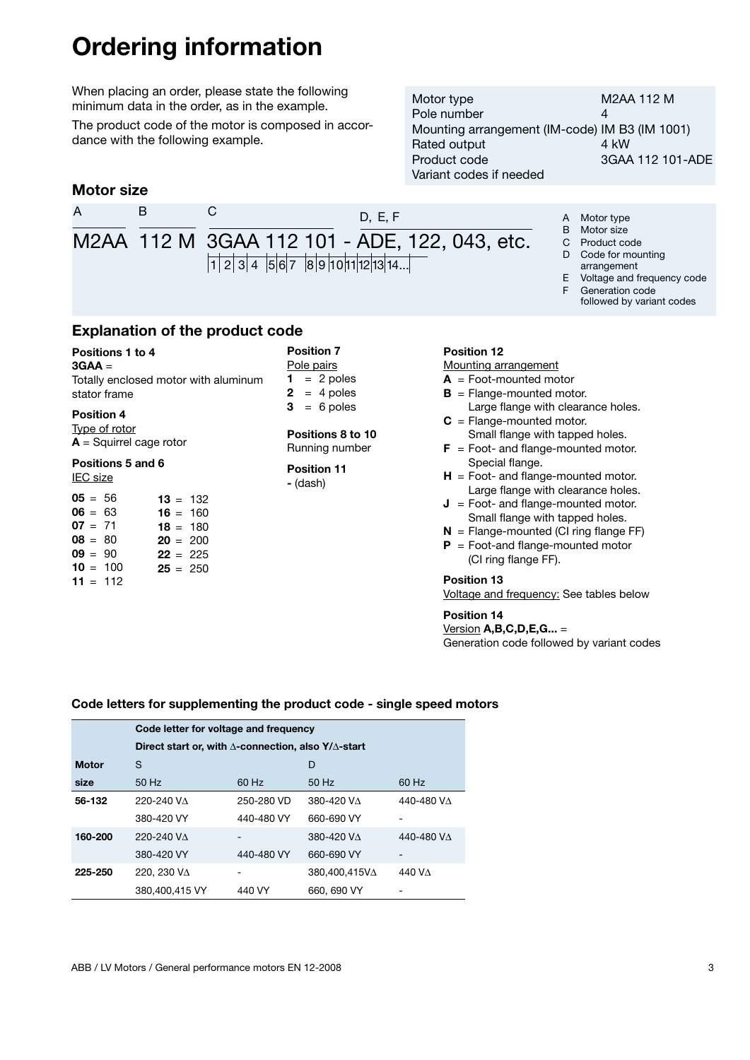# Ordering information

When placing an order, please state the following minimum data in the order, as in the example.

The product code of the motor is composed in accordance with the following example.

| | |
|---|---|
| Motor type | M2AA 112 M |
| Pole number | 4 |
| Mounting arrangement (IM-code) | IM B3 (IM 1001) |
| Rated output | 4 kW |
| Product code | 3GAA 112 101-ADE |
| Variant codes if needed | |

## Motor size

| A | B | C | D, E, F |
|---|---|---|---|
| M2AA | 112 M | 3GAA 112 101 | - ADE, 122, 043, etc. |
| | | 1 2 3 4 5 6 7 8 9 10 11 | 12 13 14... |

- A Motor type
- B Motor size
- C Product code
- D Code for mounting arrangement
- E Voltage and frequency code
- F Generation code followed by variant codes

## Explanation of the product code

**Positions 1 to 4**
**3GAA** =
Totally enclosed motor with aluminum stator frame

**Position 4**
Type of rotor
**A** = Squirrel cage rotor

**Positions 5 and 6**
IEC size

**05** = 56
**06** = 63
**07** = 71
**08** = 80
**09** = 90
**10** = 100
**11** = 112
**13** = 132
**16** = 160
**18** = 180
**20** = 200
**22** = 225
**25** = 250

**Position 7**
Pole pairs
**1** = 2 poles
**2** = 4 poles
**3** = 6 poles

**Positions 8 to 10**
Running number

**Position 11**
**-** (dash)

**Position 12**
Mounting arrangement
**A** = Foot-mounted motor
**B** = Flange-mounted motor. Large flange with clearance holes.
**C** = Flange-mounted motor. Small flange with tapped holes.
**F** = Foot- and flange-mounted motor. Special flange.
**H** = Foot- and flange-mounted motor. Large flange with clearance holes.
**J** = Foot- and flange-mounted motor. Small flange with tapped holes.
**N** = Flange-mounted (CI ring flange FF)
**P** = Foot-and flange-mounted motor (CI ring flange FF).

**Position 13**
Voltage and frequency: See tables below

**Position 14**
Version **A,B,C,D,E,G...** =
Generation code followed by variant codes

### Code letters for supplementing the product code - single speed motors

| | Code letter for voltage and frequency | | | |
|---|---|---|---|---|
| | Direct start or, with ∆-connection, also Y/∆-start | | | |
| **Motor** | S | | D | |
| **size** | 50 Hz | 60 Hz | 50 Hz | 60 Hz |
| **56-132** | 220-240 V∆ | 250-280 VD | 380-420 V∆ | 440-480 V∆ |
| | 380-420 VY | 440-480 VY | 660-690 VY | - |
| **160-200** | 220-240 V∆ | - | 380-420 V∆ | 440-480 V∆ |
| | 380-420 VY | 440-480 VY | 660-690 VY | - |
| **225-250** | 220, 230 V∆ | - | 380,400,415V∆ | 440 V∆ |
| | 380,400,415 VY | 440 VY | 660, 690 VY | - |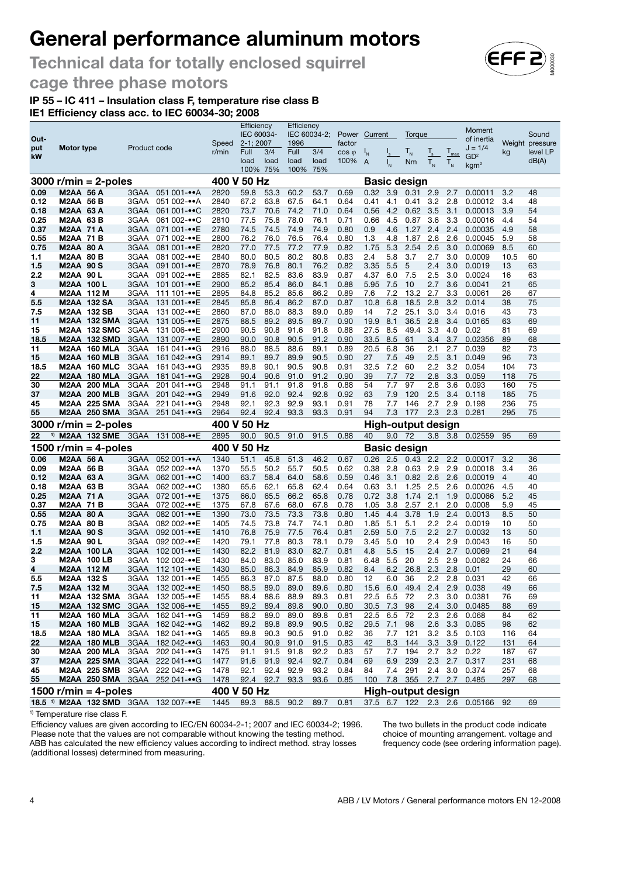# General performance aluminum motors

## Technical data for totally enclosed squirrel cage three phase motors

### IP 55 – IC 411 – Insulation class F, temperature rise class B
### IE1 Efficiency class acc. to IEC 60034-30; 2008

| Output kW | Motor type | Product code | Speed r/min | Efficiency IEC 60034-2-1; 2007 Full load 100% | Efficiency IEC 60034-2-1; 2007 3/4 load 75% | Efficiency IEC 60034-2; 1996 Full load 100% | Efficiency IEC 60034-2; 1996 3/4 load 75% | Power factor cos φ 100% | Current $I_N$ A | Current $I_s/I_N$ | Torque $T_N$ Nm | Torque $T_s/T_N$ | Torque $T_{max}/T_N$ | Moment of inertia $J = 1/4\ GD^2$ kgm² | Weight kg | Sound pressure level LP dB(A) |
|---|---|---|---|---|---|---|---|---|---|---|---|---|---|---|---|---|
| **3000 r/min = 2-poles** | | | **400 V 50 Hz** | | | | | | **Basic design** | | | | | | | |
| 0.09 | M2AA 56 A | 3GAA 051 001-••A | 2820 | 59.8 | 53.3 | 60.2 | 53.7 | 0.69 | 0.32 | 3.9 | 0.31 | 2.9 | 2.7 | 0.00011 | 3.2 | 48 |
| 0.12 | M2AA 56 B | 3GAA 051 002-••A | 2840 | 67.2 | 63.8 | 67.5 | 64.1 | 0.64 | 0.41 | 4.1 | 0.41 | 3.2 | 2.8 | 0.00012 | 3.4 | 48 |
| 0.18 | M2AA 63 A | 3GAA 061 001-••C | 2820 | 73.7 | 70.6 | 74.2 | 71.0 | 0.64 | 0.56 | 4.2 | 0.62 | 3.5 | 3.1 | 0.00013 | 3.9 | 54 |
| 0.25 | M2AA 63 B | 3GAA 061 002-••C | 2810 | 77.5 | 75.8 | 78.0 | 76.1 | 0.71 | 0.66 | 4.5 | 0.87 | 3.6 | 3.3 | 0.00016 | 4.4 | 54 |
| 0.37 | M2AA 71 A | 3GAA 071 001-••E | 2780 | 74.5 | 74.5 | 74.9 | 74.9 | 0.80 | 0.9 | 4.6 | 1.27 | 2.4 | 2.4 | 0.00035 | 4.9 | 58 |
| 0.55 | M2AA 71 B | 3GAA 071 002-••E | 2800 | 76.2 | 76.0 | 76.5 | 76.4 | 0.80 | 1.3 | 4.8 | 1.87 | 2.6 | 2.6 | 0.00045 | 5.9 | 58 |
| 0.75 | M2AA 80 A | 3GAA 081 001-••E | 2820 | 77.0 | 77.5 | 77.2 | 77.9 | 0.82 | 1.75 | 5.3 | 2.54 | 2.6 | 3.0 | 0.00069 | 8.5 | 60 |
| 1.1 | M2AA 80 B | 3GAA 081 002-••E | 2840 | 80.0 | 80.5 | 80.2 | 80.8 | 0.83 | 2.4 | 5.8 | 3.7 | 2.7 | 3.0 | 0.0009 | 10.5 | 60 |
| 1.5 | M2AA 90 S | 3GAA 091 001-••E | 2870 | 78.9 | 76.8 | 80.1 | 76.2 | 0.82 | 3.35 | 5.5 | 5 | 2.4 | 3.0 | 0.0019 | 13 | 63 |
| 2.2 | M2AA 90 L | 3GAA 091 002-••E | 2885 | 82.1 | 82.5 | 83.6 | 83.9 | 0.87 | 4.37 | 6.0 | 7.5 | 2.5 | 3.0 | 0.0024 | 16 | 63 |
| 3 | M2AA 100 L | 3GAA 101 001-••E | 2900 | 85.2 | 85.4 | 86.0 | 84.1 | 0.88 | 5.95 | 7.5 | 10 | 2.7 | 3.6 | 0.0041 | 21 | 65 |
| 4 | M2AA 112 M | 3GAA 111 101-••E | 2895 | 84.8 | 85.2 | 85.6 | 86.2 | 0.89 | 7.6 | 7.2 | 13.2 | 2.7 | 3.3 | 0.0061 | 26 | 67 |
| 5.5 | M2AA 132 SA | 3GAA 131 001-••E | 2845 | 85.8 | 86.4 | 86.2 | 87.0 | 0.87 | 10.8 | 6.8 | 18.5 | 2.8 | 3.2 | 0.014 | 38 | 75 |
| 7.5 | M2AA 132 SB | 3GAA 131 002-••E | 2860 | 87.0 | 88.0 | 88.3 | 89.0 | 0.89 | 14 | 7.2 | 25.1 | 3.0 | 3.4 | 0.016 | 43 | 73 |
| 11 | M2AA 132 SMA | 3GAA 131 005-••E | 2875 | 88.5 | 89.2 | 89.5 | 89.7 | 0.90 | 19.9 | 8.1 | 36.5 | 2.8 | 3.4 | 0.0165 | 63 | 69 |
| 15 | M2AA 132 SMC | 3GAA 131 006-••E | 2900 | 90.5 | 90.8 | 91.6 | 91.8 | 0.88 | 27.5 | 8.5 | 49.4 | 3.3 | 4.0 | 0.02 | 81 | 69 |
| 18.5 | M2AA 132 SMD | 3GAA 131 007-••E | 2890 | 90.0 | 90.8 | 90.5 | 91.2 | 0.90 | 33.5 | 8.5 | 61 | 3.4 | 3.7 | 0.02356 | 89 | 68 |
| 11 | M2AA 160 MLA | 3GAA 161 041-••G | 2916 | 88.0 | 88.5 | 88.6 | 89.1 | 0.89 | 20.5 | 6.8 | 36 | 2.1 | 2.7 | 0.039 | 82 | 73 |
| 15 | M2AA 160 MLB | 3GAA 161 042-••G | 2914 | 89.1 | 89.7 | 89.9 | 90.5 | 0.90 | 27 | 7.5 | 49 | 2.5 | 3.1 | 0.049 | 96 | 73 |
| 18.5 | M2AA 160 MLC | 3GAA 161 043-••G | 2935 | 89.8 | 90.1 | 90.5 | 90.8 | 0.91 | 32.5 | 7.2 | 60 | 2.2 | 3.2 | 0.054 | 104 | 73 |
| 22 | M2AA 180 MLA | 3GAA 181 041-••G | 2928 | 90.4 | 90.6 | 91.0 | 91.2 | 0.90 | 39 | 7.7 | 72 | 2.8 | 3.3 | 0.059 | 118 | 75 |
| 30 | M2AA 200 MLA | 3GAA 201 041-••G | 2948 | 91.1 | 91.1 | 91.8 | 91.8 | 0.88 | 54 | 7.7 | 97 | 2.8 | 3.6 | 0.093 | 160 | 75 |
| 37 | M2AA 200 MLB | 3GAA 201 042-••G | 2949 | 91.6 | 92.0 | 92.4 | 92.8 | 0.92 | 63 | 7.9 | 120 | 2.5 | 3.4 | 0.118 | 185 | 75 |
| 45 | M2AA 225 SMA | 3GAA 221 041-••G | 2948 | 92.1 | 92.3 | 92.9 | 93.1 | 0.91 | 78 | 7.7 | 146 | 2.7 | 2.9 | 0.198 | 236 | 75 |
| 55 | M2AA 250 SMA | 3GAA 251 041-••G | 2964 | 92.4 | 92.4 | 93.3 | 93.3 | 0.91 | 94 | 7.3 | 177 | 2.3 | 2.3 | 0.281 | 295 | 75 |
| **3000 r/min = 2-poles** | | | **400 V 50 Hz** | | | | | | **High-output design** | | | | | | | |
| 22 [1] | M2AA 132 SME | 3GAA 131 008-••E | 2895 | 90.0 | 90.5 | 91.0 | 91.5 | 0.88 | 40 | 9.0 | 72 | 3.8 | 3.8 | 0.02559 | 95 | 69 |
| **1500 r/min = 4-poles** | | | **400 V 50 Hz** | | | | | | **Basic design** | | | | | | | |
| 0.06 | M2AA 56 A | 3GAA 052 001-••A | 1340 | 51.1 | 45.8 | 51.3 | 46.2 | 0.67 | 0.26 | 2.5 | 0.43 | 2.2 | 2.2 | 0.00017 | 3.2 | 36 |
| 0.09 | M2AA 56 B | 3GAA 052 002-••A | 1370 | 55.5 | 50.2 | 55.7 | 50.5 | 0.62 | 0.38 | 2.8 | 0.63 | 2.9 | 2.9 | 0.00018 | 3.4 | 36 |
| 0.12 | M2AA 63 A | 3GAA 062 001-••C | 1400 | 63.7 | 58.4 | 64.0 | 58.6 | 0.59 | 0.46 | 3.1 | 0.82 | 2.6 | 2.6 | 0.00019 | 4 | 40 |
| 0.18 | M2AA 63 B | 3GAA 062 002-••C | 1380 | 65.6 | 62.1 | 65.8 | 62.4 | 0.64 | 0.63 | 3.1 | 1.25 | 2.5 | 2.6 | 0.00026 | 4.5 | 40 |
| 0.25 | M2AA 71 A | 3GAA 072 001-••E | 1375 | 66.0 | 65.5 | 66.2 | 65.8 | 0.78 | 0.72 | 3.8 | 1.74 | 2.1 | 1.9 | 0.00066 | 5.2 | 45 |
| 0.37 | M2AA 71 B | 3GAA 072 002-••E | 1375 | 67.8 | 67.6 | 68.0 | 67.8 | 0.78 | 1.05 | 3.8 | 2.57 | 2.1 | 2.0 | 0.0008 | 5.9 | 45 |
| 0.55 | M2AA 80 A | 3GAA 082 001-••E | 1390 | 73.0 | 73.5 | 73.3 | 73.8 | 0.80 | 1.45 | 4.4 | 3.78 | 1.9 | 2.4 | 0.0013 | 8.5 | 50 |
| 0.75 | M2AA 80 B | 3GAA 082 002-••E | 1405 | 74.5 | 73.8 | 74.7 | 74.1 | 0.80 | 1.85 | 5.1 | 5.1 | 2.2 | 2.4 | 0.0019 | 10 | 50 |
| 1.1 | M2AA 90 S | 3GAA 092 001-••E | 1410 | 76.8 | 75.9 | 77.5 | 76.4 | 0.81 | 2.59 | 5.0 | 7.5 | 2.2 | 2.7 | 0.0032 | 13 | 50 |
| 1.5 | M2AA 90 L | 3GAA 092 002-••E | 1420 | 79.1 | 77.8 | 80.3 | 78.1 | 0.79 | 3.45 | 5.0 | 10 | 2.4 | 2.9 | 0.0043 | 16 | 50 |
| 2.2 | M2AA 100 LA | 3GAA 102 001-••E | 1430 | 82.2 | 81.9 | 83.0 | 82.7 | 0.81 | 4.8 | 5.5 | 15 | 2.4 | 2.7 | 0.0069 | 21 | 64 |
| 3 | M2AA 100 LB | 3GAA 102 002-••E | 1430 | 84.0 | 83.0 | 85.0 | 83.9 | 0.81 | 6.48 | 5.5 | 20 | 2.5 | 2.9 | 0.0082 | 24 | 66 |
| 4 | M2AA 112 M | 3GAA 112 101-••E | 1430 | 85.0 | 86.3 | 84.9 | 85.9 | 0.82 | 8.4 | 6.2 | 26.8 | 2.3 | 2.8 | 0.01 | 29 | 60 |
| 5.5 | M2AA 132 S | 3GAA 132 001-••E | 1455 | 86.3 | 87.0 | 87.5 | 88.0 | 0.80 | 12 | 6.0 | 36 | 2.2 | 2.8 | 0.031 | 42 | 66 |
| 7.5 | M2AA 132 M | 3GAA 132 002-••E | 1450 | 88.5 | 89.0 | 89.0 | 89.6 | 0.80 | 15.6 | 6.0 | 49.4 | 2.4 | 2.9 | 0.038 | 49 | 66 |
| 11 | M2AA 132 SMA | 3GAA 132 005-••E | 1455 | 88.4 | 88.6 | 88.9 | 89.3 | 0.81 | 22.5 | 6.5 | 72 | 2.3 | 3.0 | 0.0381 | 76 | 69 |
| 15 | M2AA 132 SMC | 3GAA 132 006-••E | 1455 | 89.2 | 89.4 | 89.8 | 90.0 | 0.80 | 30.5 | 7.3 | 98 | 2.4 | 3.0 | 0.0485 | 88 | 69 |
| 11 | M2AA 160 MLA | 3GAA 162 041-••G | 1459 | 88.2 | 89.0 | 89.0 | 89.8 | 0.81 | 22.5 | 6.5 | 72 | 2.3 | 2.6 | 0.068 | 84 | 62 |
| 15 | M2AA 160 MLB | 3GAA 162 042-••G | 1462 | 89.2 | 89.8 | 89.9 | 90.5 | 0.82 | 29.5 | 7.1 | 98 | 2.6 | 3.3 | 0.085 | 98 | 62 |
| 18.5 | M2AA 180 MLA | 3GAA 182 041-••G | 1465 | 89.8 | 90.3 | 90.5 | 91.0 | 0.82 | 36 | 7.7 | 121 | 3.2 | 3.5 | 0.103 | 116 | 64 |
| 22 | M2AA 180 MLB | 3GAA 182 042-••G | 1463 | 90.4 | 90.9 | 91.0 | 91.5 | 0.83 | 42 | 8.3 | 144 | 3.3 | 3.9 | 0.122 | 131 | 64 |
| 30 | M2AA 200 MLA | 3GAA 202 041-••G | 1475 | 91.1 | 91.5 | 91.8 | 92.2 | 0.83 | 57 | 7.7 | 194 | 2.7 | 3.2 | 0.22 | 187 | 67 |
| 37 | M2AA 225 SMA | 3GAA 222 041-••G | 1477 | 91.6 | 91.9 | 92.4 | 92.7 | 0.84 | 69 | 6.9 | 239 | 2.3 | 2.7 | 0.317 | 231 | 68 |
| 45 | M2AA 225 SMB | 3GAA 222 042-••G | 1478 | 92.1 | 92.4 | 92.9 | 93.2 | 0.84 | 84 | 7.4 | 291 | 2.4 | 3.0 | 0.374 | 257 | 68 |
| 55 | M2AA 250 SMA | 3GAA 252 041-••G | 1478 | 92.4 | 92.7 | 93.3 | 93.6 | 0.85 | 100 | 7.8 | 355 | 2.7 | 2.7 | 0.485 | 297 | 68 |
| **1500 r/min = 4-poles** | | | **400 V 50 Hz** | | | | | | **High-output design** | | | | | | | |
| 18.5 [1] | M2AA 132 SMD | 3GAA 132 007-••E | 1445 | 89.3 | 88.5 | 90.2 | 89.7 | 0.81 | 37.5 | 6.7 | 122 | 2.3 | 2.6 | 0.05166 | 92 | 69 |

[1] Temperature rise class F.

Efficiency values are given according to IEC/EN 60034-2-1; 2007 and IEC 60034-2; 1996. Please note that the values are not comparable without knowing the testing method. ABB has calculated the new efficiency values according to indirect method. stray losses (additional losses) determined from measuring.

The two bullets in the product code indicate choice of mounting arrangement. voltage and frequency code (see ordering information page).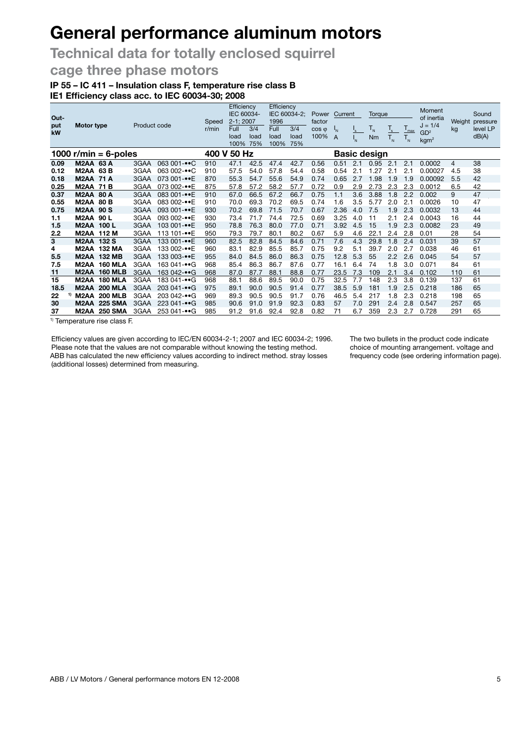# General performance aluminum motors

## Technical data for totally enclosed squirrel cage three phase motors

### IP 55 – IC 411 – Insulation class F, temperature rise class B
### IE1 Efficiency class acc. to IEC 60034-30; 2008

| Output kW | Motor type | Product code | Speed r/min | Efficiency IEC 60034-2-1; 2007 Full load 100% | Efficiency IEC 60034-2-1; 2007 3/4 load 75% | Efficiency IEC 60034-2; 1996 Full load 100% | Efficiency IEC 60034-2; 1996 3/4 load 75% | Power factor cos φ 100% | Current $I_N$ A | Current $\frac{I_s}{I_N}$ | Torque $T_N$ Nm | Torque $\frac{T_s}{T_N}$ | Torque $\frac{T_{max}}{T_N}$ | Moment of inertia $J = 1/4$ $GD^2$ $kgm^2$ | Weight kg | Sound pressure level LP dB(A) |
|---|---|---|---|---|---|---|---|---|---|---|---|---|---|---|---|---|
| **1000 r/min = 6-poles** | | | **400 V 50 Hz** | | | | | | **Basic design** | | | | | | | |
| **0.09** | **M2AA 63 A** | 3GAA 063 001-••C | 910 | 47.1 | 42.5 | 47.4 | 42.7 | 0.56 | 0.51 | 2.1 | 0.95 | 2.1 | 2.1 | 0.0002 | 4 | 38 |
| **0.12** | **M2AA 63 B** | 3GAA 063 002-••C | 910 | 57.5 | 54.0 | 57.8 | 54.4 | 0.58 | 0.54 | 2.1 | 1.27 | 2.1 | 2.1 | 0.00027 | 4.5 | 38 |
| **0.18** | **M2AA 71 A** | 3GAA 073 001-••E | 870 | 55.3 | 54.7 | 55.6 | 54.9 | 0.74 | 0.65 | 2.7 | 1.98 | 1.9 | 1.9 | 0.00092 | 5.5 | 42 |
| **0.25** | **M2AA 71 B** | 3GAA 073 002-••E | 875 | 57.8 | 57.2 | 58.2 | 57.7 | 0.72 | 0.9 | 2.9 | 2.73 | 2.3 | 2.3 | 0.0012 | 6.5 | 42 |
| **0.37** | **M2AA 80 A** | 3GAA 083 001-••E | 910 | 67.0 | 66.5 | 67.2 | 66.7 | 0.75 | 1.1 | 3.6 | 3.88 | 1.8 | 2.2 | 0.002 | 9 | 47 |
| **0.55** | **M2AA 80 B** | 3GAA 083 002-••E | 910 | 70.0 | 69.3 | 70.2 | 69.5 | 0.74 | 1.6 | 3.5 | 5.77 | 2.0 | 2.1 | 0.0026 | 10 | 47 |
| **0.75** | **M2AA 90 S** | 3GAA 093 001-••E | 930 | 70.2 | 69.8 | 71.5 | 70.7 | 0.67 | 2.36 | 4.0 | 7.5 | 1.9 | 2.3 | 0.0032 | 13 | 44 |
| **1.1** | **M2AA 90 L** | 3GAA 093 002-••E | 930 | 73.4 | 71.7 | 74.4 | 72.5 | 0.69 | 3.25 | 4.0 | 11 | 2.1 | 2.4 | 0.0043 | 16 | 44 |
| **1.5** | **M2AA 100 L** | 3GAA 103 001-••E | 950 | 78.8 | 76.3 | 80.0 | 77.0 | 0.71 | 3.92 | 4.5 | 15 | 1.9 | 2.3 | 0.0082 | 23 | 49 |
| **2.2** | **M2AA 112 M** | 3GAA 113 101-••E | 950 | 79.3 | 79.7 | 80.1 | 80.2 | 0.67 | 5.9 | 4.6 | 22.1 | 2.4 | 2.8 | 0.01 | 28 | 54 |
| **3** | **M2AA 132 S** | 3GAA 133 001-••E | 960 | 82.5 | 82.8 | 84.5 | 84.6 | 0.71 | 7.6 | 4.3 | 29.8 | 1.8 | 2.4 | 0.031 | 39 | 57 |
| **4** | **M2AA 132 MA** | 3GAA 133 002-••E | 960 | 83.1 | 82.9 | 85.5 | 85.7 | 0.75 | 9.2 | 5.1 | 39.7 | 2.0 | 2.7 | 0.038 | 46 | 61 |
| **5.5** | **M2AA 132 MB** | 3GAA 133 003-••E | 955 | 84.0 | 84.5 | 86.0 | 86.3 | 0.75 | 12.8 | 5.3 | 55 | 2.2 | 2.6 | 0.045 | 54 | 57 |
| **7.5** | **M2AA 160 MLA** | 3GAA 163 041-••G | 968 | 85.4 | 86.3 | 86.7 | 87.6 | 0.77 | 16.1 | 6.4 | 74 | 1.8 | 3.0 | 0.071 | 84 | 61 |
| **11** | **M2AA 160 MLB** | 3GAA 163 042-••G | 968 | 87.0 | 87.7 | 88.1 | 88.8 | 0.77 | 23.5 | 7.3 | 109 | 2.1 | 3.4 | 0.102 | 110 | 61 |
| **15** | **M2AA 180 MLA** | 3GAA 183 041-••G | 968 | 88.1 | 88.6 | 89.5 | 90.0 | 0.75 | 32.5 | 7.7 | 148 | 2.3 | 3.8 | 0.139 | 137 | 61 |
| **18.5** | **M2AA 200 MLA** | 3GAA 203 041-••G | 975 | 89.1 | 90.0 | 90.5 | 91.4 | 0.77 | 38.5 | 5.9 | 181 | 1.9 | 2.5 | 0.218 | 186 | 65 |
| **22** [1] | **M2AA 200 MLB** | 3GAA 203 042-••G | 969 | 89.3 | 90.5 | 90.5 | 91.7 | 0.76 | 46.5 | 5.4 | 217 | 1.8 | 2.3 | 0.218 | 198 | 65 |
| **30** | **M2AA 225 SMA** | 3GAA 223 041-••G | 985 | 90.6 | 91.0 | 91.9 | 92.3 | 0.83 | 57 | 7.0 | 291 | 2.4 | 2.8 | 0.547 | 257 | 65 |
| **37** | **M2AA 250 SMA** | 3GAA 253 041-••G | 985 | 91.2 | 91.6 | 92.4 | 92.8 | 0.82 | 71 | 6.7 | 359 | 2.3 | 2.7 | 0.728 | 291 | 65 |

[1] Temperature rise class F.

Efficiency values are given according to IEC/EN 60034-2-1; 2007 and IEC 60034-2; 1996. Please note that the values are not comparable without knowing the testing method. ABB has calculated the new efficiency values according to indirect method. stray losses (additional losses) determined from measuring.

The two bullets in the product code indicate choice of mounting arrangement. voltage and frequency code (see ordering information page).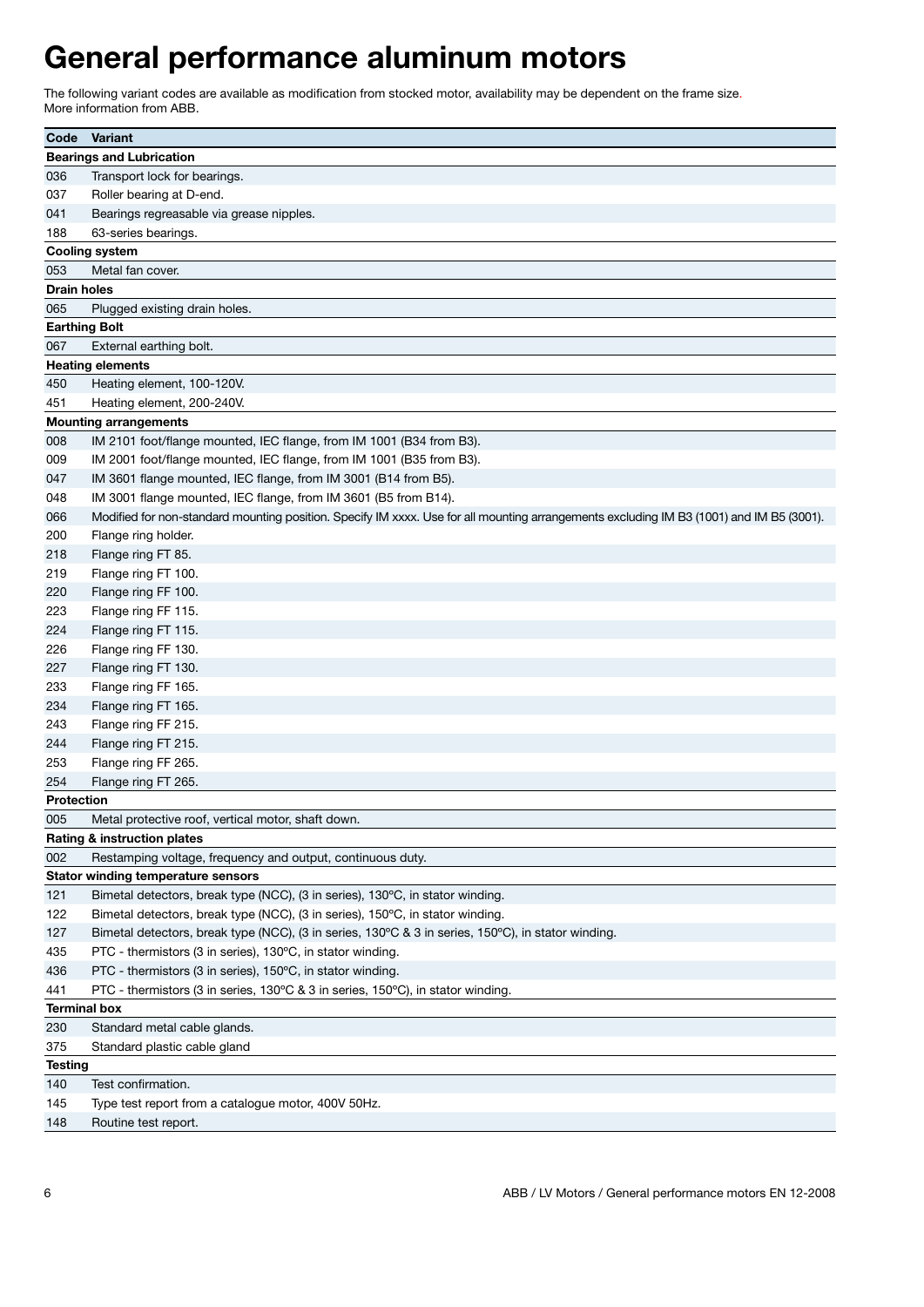# General performance aluminum motors

The following variant codes are available as modification from stocked motor, availability may be dependent on the frame size.
More information from ABB.

| Code | Variant |
|---|---|
| **Bearings and Lubrication** | |
| 036 | Transport lock for bearings. |
| 037 | Roller bearing at D-end. |
| 041 | Bearings regreasable via grease nipples. |
| 188 | 63-series bearings. |
| **Cooling system** | |
| 053 | Metal fan cover. |
| **Drain holes** | |
| 065 | Plugged existing drain holes. |
| **Earthing Bolt** | |
| 067 | External earthing bolt. |
| **Heating elements** | |
| 450 | Heating element, 100-120V. |
| 451 | Heating element, 200-240V. |
| **Mounting arrangements** | |
| 008 | IM 2101 foot/flange mounted, IEC flange, from IM 1001 (B34 from B3). |
| 009 | IM 2001 foot/flange mounted, IEC flange, from IM 1001 (B35 from B3). |
| 047 | IM 3601 flange mounted, IEC flange, from IM 3001 (B14 from B5). |
| 048 | IM 3001 flange mounted, IEC flange, from IM 3601 (B5 from B14). |
| 066 | Modified for non-standard mounting position. Specify IM xxxx. Use for all mounting arrangements excluding IM B3 (1001) and IM B5 (3001). |
| 200 | Flange ring holder. |
| 218 | Flange ring FT 85. |
| 219 | Flange ring FT 100. |
| 220 | Flange ring FF 100. |
| 223 | Flange ring FF 115. |
| 224 | Flange ring FT 115. |
| 226 | Flange ring FF 130. |
| 227 | Flange ring FT 130. |
| 233 | Flange ring FF 165. |
| 234 | Flange ring FT 165. |
| 243 | Flange ring FF 215. |
| 244 | Flange ring FT 215. |
| 253 | Flange ring FF 265. |
| 254 | Flange ring FT 265. |
| **Protection** | |
| 005 | Metal protective roof, vertical motor, shaft down. |
| **Rating & instruction plates** | |
| 002 | Restamping voltage, frequency and output, continuous duty. |
| **Stator winding temperature sensors** | |
| 121 | Bimetal detectors, break type (NCC), (3 in series), 130ºC, in stator winding. |
| 122 | Bimetal detectors, break type (NCC), (3 in series), 150ºC, in stator winding. |
| 127 | Bimetal detectors, break type (NCC), (3 in series, 130ºC & 3 in series, 150ºC), in stator winding. |
| 435 | PTC - thermistors (3 in series), 130ºC, in stator winding. |
| 436 | PTC - thermistors (3 in series), 150ºC, in stator winding. |
| 441 | PTC - thermistors (3 in series, 130ºC & 3 in series, 150ºC), in stator winding. |
| **Terminal box** | |
| 230 | Standard metal cable glands. |
| 375 | Standard plastic cable gland |
| **Testing** | |
| 140 | Test confirmation. |
| 145 | Type test report from a catalogue motor, 400V 50Hz. |
| 148 | Routine test report. |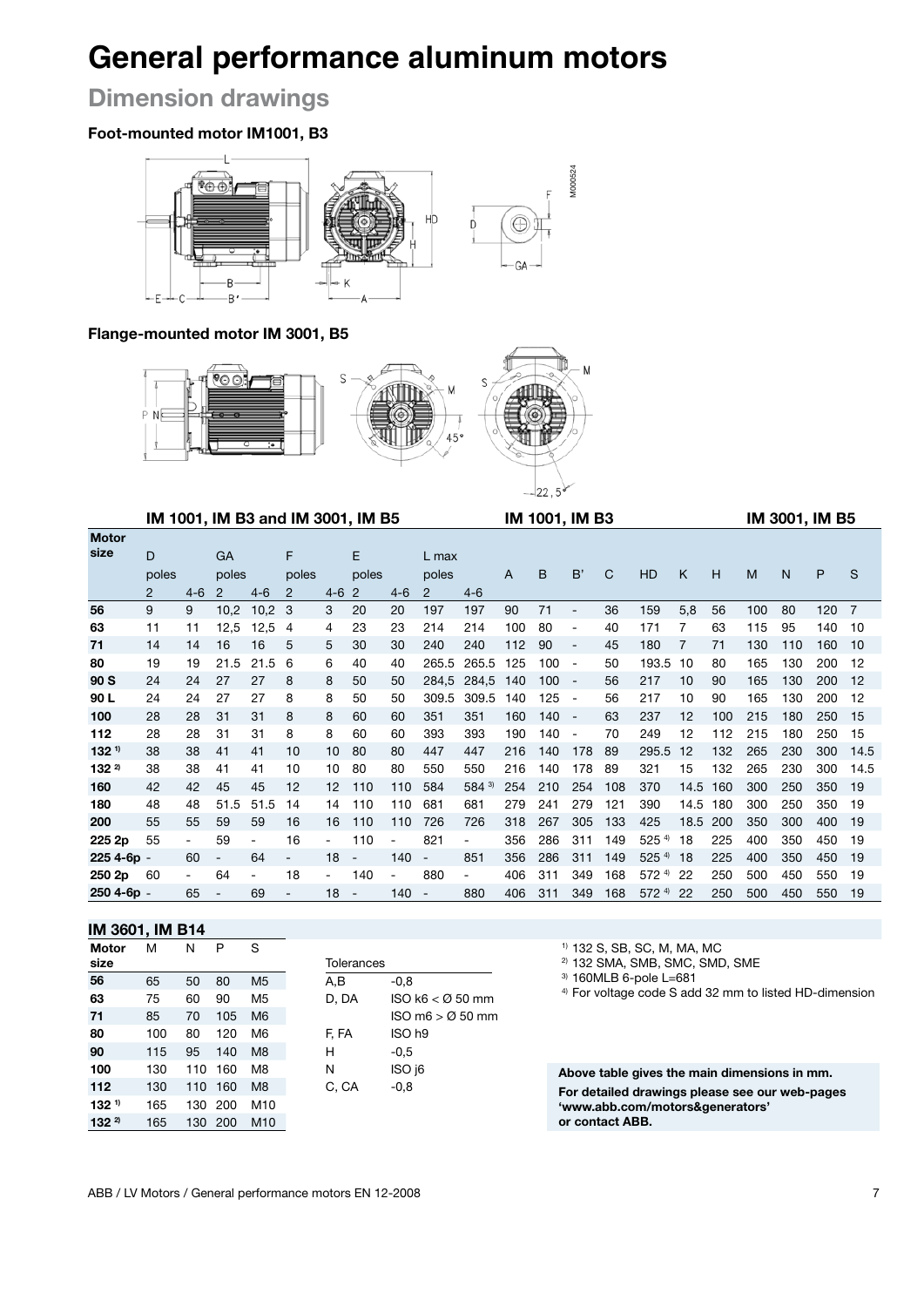# General performance aluminum motors

## Dimension drawings

### Foot-mounted motor IM1001, B3

### Flange-mounted motor IM 3001, B5

| Motor size | IM 1001, IM B3 and IM 3001, IM B5 | | | | | | | | | | IM 1001, IM B3 | | | | | | | IM 3001, IM B5 | | | |
|---|---|---|---|---|---|---|---|---|---|---|---|---|---|---|---|---|---|---|---|---|---|
| | D | | GA | | F | | E | | L max | | A | B | B' | C | HD | K | H | M | N | P | S |
| | poles | | poles | | poles | | poles | | poles | | | | | | | | | | | | |
| | 2 | 4-6 | 2 | 4-6 | 2 | 4-6 | 2 | 4-6 | 2 | 4-6 | | | | | | | | | | | |
| **56** | 9 | 9 | 10,2 | 10,2 | 3 | 3 | 20 | 20 | 197 | 197 | 90 | 71 | - | 36 | 159 | 5,8 | 56 | 100 | 80 | 120 | 7 |
| **63** | 11 | 11 | 12,5 | 12,5 | 4 | 4 | 23 | 23 | 214 | 214 | 100 | 80 | - | 40 | 171 | 7 | 63 | 115 | 95 | 140 | 10 |
| **71** | 14 | 14 | 16 | 16 | 5 | 5 | 30 | 30 | 240 | 240 | 112 | 90 | - | 45 | 180 | 7 | 71 | 130 | 110 | 160 | 10 |
| **80** | 19 | 19 | 21.5 | 21.5 | 6 | 6 | 40 | 40 | 265.5 | 265.5 | 125 | 100 | - | 50 | 193.5 | 10 | 80 | 165 | 130 | 200 | 12 |
| **90 S** | 24 | 24 | 27 | 27 | 8 | 8 | 50 | 50 | 284,5 | 284,5 | 140 | 100 | - | 56 | 217 | 10 | 90 | 165 | 130 | 200 | 12 |
| **90 L** | 24 | 24 | 27 | 27 | 8 | 8 | 50 | 50 | 309.5 | 309.5 | 140 | 125 | - | 56 | 217 | 10 | 90 | 165 | 130 | 200 | 12 |
| **100** | 28 | 28 | 31 | 31 | 8 | 8 | 60 | 60 | 351 | 351 | 160 | 140 | - | 63 | 237 | 12 | 100 | 215 | 180 | 250 | 15 |
| **112** | 28 | 28 | 31 | 31 | 8 | 8 | 60 | 60 | 393 | 393 | 190 | 140 | - | 70 | 249 | 12 | 112 | 215 | 180 | 250 | 15 |
| **132** [1] | 38 | 38 | 41 | 41 | 10 | 10 | 80 | 80 | 447 | 447 | 216 | 140 | 178 | 89 | 295.5 | 12 | 132 | 265 | 230 | 300 | 14.5 |
| **132** [2] | 38 | 38 | 41 | 41 | 10 | 10 | 80 | 80 | 550 | 550 | 216 | 140 | 178 | 89 | 321 | 15 | 132 | 265 | 230 | 300 | 14.5 |
| **160** | 42 | 42 | 45 | 45 | 12 | 12 | 110 | 110 | 584 | 584 [3] | 254 | 210 | 254 | 108 | 370 | 14.5 | 160 | 300 | 250 | 350 | 19 |
| **180** | 48 | 48 | 51.5 | 51.5 | 14 | 14 | 110 | 110 | 681 | 681 | 279 | 241 | 279 | 121 | 390 | 14.5 | 180 | 300 | 250 | 350 | 19 |
| **200** | 55 | 55 | 59 | 59 | 16 | 16 | 110 | 110 | 726 | 726 | 318 | 267 | 305 | 133 | 425 | 18.5 | 200 | 350 | 300 | 400 | 19 |
| **225 2p** | 55 | - | 59 | - | 16 | - | 110 | - | 821 | - | 356 | 286 | 311 | 149 | 525 [4] | 18 | 225 | 400 | 350 | 450 | 19 |
| **225 4-6p** | - | 60 | - | 64 | - | 18 | - | 140 | - | 851 | 356 | 286 | 311 | 149 | 525 [4] | 18 | 225 | 400 | 350 | 450 | 19 |
| **250 2p** | 60 | - | 64 | - | 18 | - | 140 | - | 880 | - | 406 | 311 | 349 | 168 | 572 [4] | 22 | 250 | 500 | 450 | 550 | 19 |
| **250 4-6p** | - | 65 | - | 69 | - | 18 | - | 140 | - | 880 | 406 | 311 | 349 | 168 | 572 [4] | 22 | 250 | 500 | 450 | 550 | 19 |

### IM 3601, IM B14

| Motor size | M | N | P | S |
|---|---|---|---|---|
| **56** | 65 | 50 | 80 | M5 |
| **63** | 75 | 60 | 90 | M5 |
| **71** | 85 | 70 | 105 | M6 |
| **80** | 100 | 80 | 120 | M6 |
| **90** | 115 | 95 | 140 | M8 |
| **100** | 130 | 110 | 160 | M8 |
| **112** | 130 | 110 | 160 | M8 |
| **132** [1] | 165 | 130 | 200 | M10 |
| **132** [2] | 165 | 130 | 200 | M10 |

| Tolerances | |
|---|---|
| A,B | -0,8 |
| D, DA | ISO k6 < Ø 50 mm |
| | ISO m6 > Ø 50 mm |
| F, FA | ISO h9 |
| H | -0,5 |
| N | ISO j6 |
| C, CA | -0,8 |

[1] 132 S, SB, SC, M, MA, MC
[2] 132 SMA, SMB, SMC, SMD, SME
[3] 160MLB 6-pole L=681
[4] For voltage code S add 32 mm to listed HD-dimension

**Above table gives the main dimensions in mm.**

**For detailed drawings please see our web-pages 'www.abb.com/motors&generators' or contact ABB.**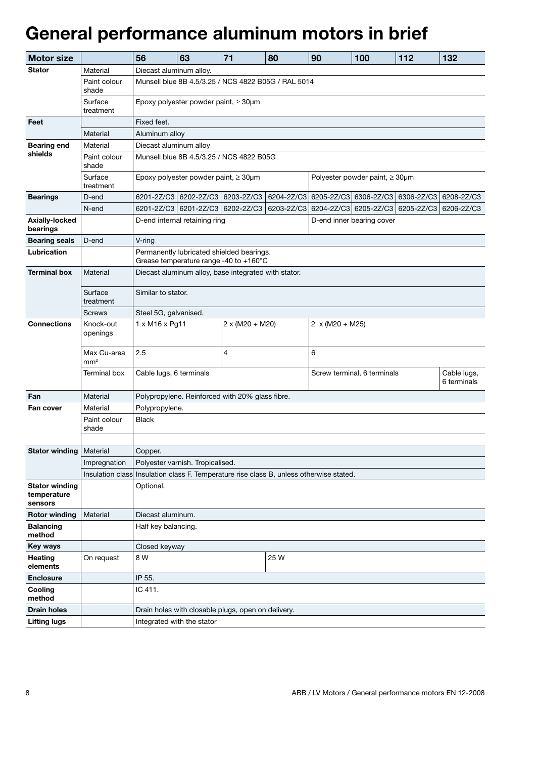# General performance aluminum motors in brief

| Motor size | | 56 | 63 | 71 | 80 | 90 | 100 | 112 | 132 |
|---|---|---|---|---|---|---|---|---|---|
| **Stator** | Material | Diecast aluminum alloy. | | | | | | | |
| | Paint colour shade | Munsell blue 8B 4.5/3.25 / NCS 4822 B05G / RAL 5014 | | | | | | | |
| | Surface treatment | Epoxy polyester powder paint, ≥ 30µm | | | | | | | |
| **Feet** | | Fixed feet. | | | | | | | |
| | Material | Aluminum alloy | | | | | | | |
| **Bearing end shields** | Material | Diecast aluminum alloy | | | | | | | |
| | Paint colour shade | Munsell blue 8B 4.5/3.25 / NCS 4822 B05G | | | | | | | |
| | Surface treatment | Epoxy polyester powder paint, ≥ 30µm | | | | Polyester powder paint, ≥ 30µm | | | |
| **Bearings** | D-end | 6201-2Z/C3 | 6202-2Z/C3 | 6203-2Z/C3 | 6204-2Z/C3 | 6205-2Z/C3 | 6306-2Z/C3 | 6306-2Z/C3 | 6208-2Z/C3 |
| | N-end | 6201-2Z/C3 | 6201-2Z/C3 | 6202-2Z/C3 | 6203-2Z/C3 | 6204-2Z/C3 | 6205-2Z/C3 | 6205-2Z/C3 | 6206-2Z/C3 |
| **Axially-locked bearings** | | D-end internal retaining ring | | | | D-end inner bearing cover | | | |
| **Bearing seals** | D-end | V-ring | | | | | | | |
| **Lubrication** | | Permanently lubricated shielded bearings. Grease temperature range -40 to +160°C | | | | | | | |
| **Terminal box** | Material | Diecast aluminum alloy, base integrated with stator. | | | | | | | |
| | Surface treatment | Similar to stator. | | | | | | | |
| | Screws | Steel 5G, galvanised. | | | | | | | |
| **Connections** | Knock-out openings | 1 x M16 x Pg11 | | 2 x (M20 + M20) | | 2 x (M20 + M25) | | | |
| | Max Cu-area mm² | 2.5 | | 4 | | 6 | | | |
| | Terminal box | Cable lugs, 6 terminals | | | | Screw terminal, 6 terminals | | | Cable lugs, 6 terminals |
| **Fan** | Material | Polypropylene. Reinforced with 20% glass fibre. | | | | | | | |
| **Fan cover** | Material | Polypropylene. | | | | | | | |
| | Paint colour shade | Black | | | | | | | |
| | | | | | | | | | |
| **Stator winding** | Material | Copper. | | | | | | | |
| | Impregnation | Polyester varnish. Tropicalised. | | | | | | | |
| | Insulation class | Insulation class F. Temperature rise class B, unless otherwise stated. | | | | | | | |
| **Stator winding temperature sensors** | | Optional. | | | | | | | |
| **Rotor winding** | Material | Diecast aluminum. | | | | | | | |
| **Balancing method** | | Half key balancing. | | | | | | | |
| **Key ways** | | Closed keyway | | | | | | | |
| **Heating elements** | On request | 8 W | | | 25 W | | | | |
| **Enclosure** | | IP 55. | | | | | | | |
| **Cooling method** | | IC 411. | | | | | | | |
| **Drain holes** | | Drain holes with closable plugs, open on delivery. | | | | | | | |
| **Lifting lugs** | | Integrated with the stator | | | | | | | |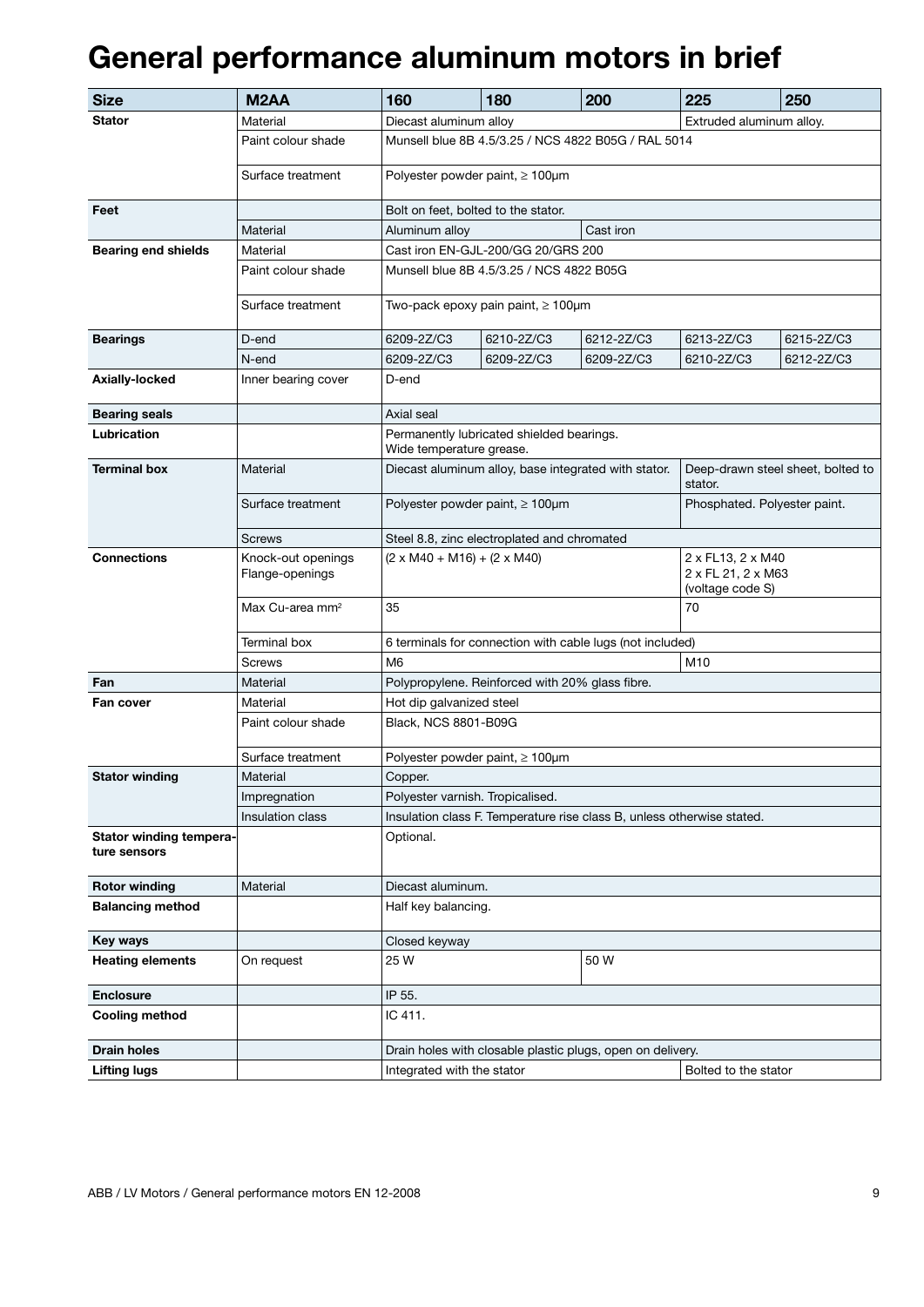# General performance aluminum motors in brief

| Size | M2AA | 160 | 180 | 200 | 225 | 250 |
|---|---|---|---|---|---|---|
| **Stator** | Material | Diecast aluminum alloy | | | Extruded aluminum alloy. | |
| | Paint colour shade | Munsell blue 8B 4.5/3.25 / NCS 4822 B05G / RAL 5014 | | | | |
| | Surface treatment | Polyester powder paint, ≥ 100µm | | | | |
| **Feet** | | Bolt on feet, bolted to the stator. | | | | |
| | Material | Aluminum alloy | | Cast iron | | |
| **Bearing end shields** | Material | Cast iron EN-GJL-200/GG 20/GRS 200 | | | | |
| | Paint colour shade | Munsell blue 8B 4.5/3.25 / NCS 4822 B05G | | | | |
| | Surface treatment | Two-pack epoxy pain paint, ≥ 100µm | | | | |
| **Bearings** | D-end | 6209-2Z/C3 | 6210-2Z/C3 | 6212-2Z/C3 | 6213-2Z/C3 | 6215-2Z/C3 |
| | N-end | 6209-2Z/C3 | 6209-2Z/C3 | 6209-2Z/C3 | 6210-2Z/C3 | 6212-2Z/C3 |
| **Axially-locked** | Inner bearing cover | D-end | | | | |
| **Bearing seals** | | Axial seal | | | | |
| **Lubrication** | | Permanently lubricated shielded bearings. Wide temperature grease. | | | | |
| **Terminal box** | Material | Diecast aluminum alloy, base integrated with stator. | | | Deep-drawn steel sheet, bolted to stator. | |
| | Surface treatment | Polyester powder paint, ≥ 100µm | | | Phosphated. Polyester paint. | |
| | Screws | Steel 8.8, zinc electroplated and chromated | | | | |
| **Connections** | Knock-out openings Flange-openings | (2 x M40 + M16) + (2 x M40) | | | 2 x FL13, 2 x M40 2 x FL 21, 2 x M63 (voltage code S) | |
| | Max Cu-area mm² | 35 | | | 70 | |
| | Terminal box | 6 terminals for connection with cable lugs (not included) | | | | |
| | Screws | M6 | | | M10 | |
| **Fan** | Material | Polypropylene. Reinforced with 20% glass fibre. | | | | |
| **Fan cover** | Material | Hot dip galvanized steel | | | | |
| | Paint colour shade | Black, NCS 8801-B09G | | | | |
| | Surface treatment | Polyester powder paint, ≥ 100µm | | | | |
| **Stator winding** | Material | Copper. | | | | |
| | Impregnation | Polyester varnish. Tropicalised. | | | | |
| | Insulation class | Insulation class F. Temperature rise class B, unless otherwise stated. | | | | |
| **Stator winding temperature sensors** | | Optional. | | | | |
| **Rotor winding** | Material | Diecast aluminum. | | | | |
| **Balancing method** | | Half key balancing. | | | | |
| **Key ways** | | Closed keyway | | | | |
| **Heating elements** | On request | 25 W | | 50 W | | |
| **Enclosure** | | IP 55. | | | | |
| **Cooling method** | | IC 411. | | | | |
| **Drain holes** | | Drain holes with closable plastic plugs, open on delivery. | | | | |
| **Lifting lugs** | | Integrated with the stator | | | Bolted to the stator | |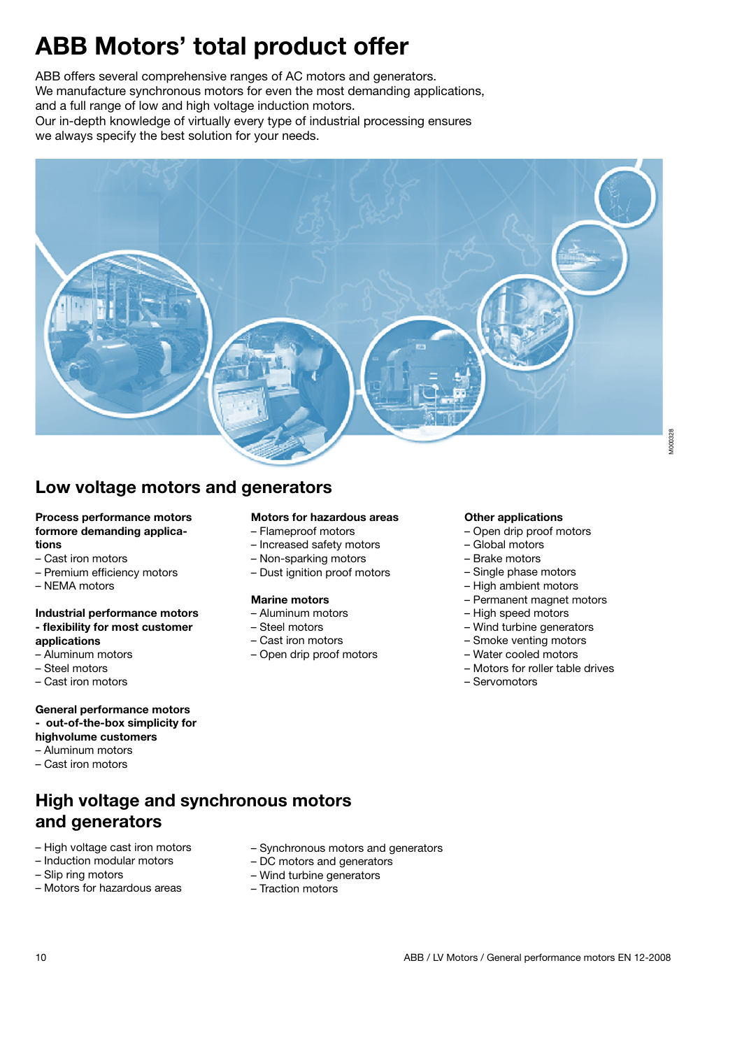# ABB Motors' total product offer

ABB offers several comprehensive ranges of AC motors and generators.
We manufacture synchronous motors for even the most demanding applications, and a full range of low and high voltage induction motors.
Our in-depth knowledge of virtually every type of industrial processing ensures we always specify the best solution for your needs.

## Low voltage motors and generators

**Process performance motors formore demanding applica-tions**
- Cast iron motors
- Premium efficiency motors
- NEMA motors

**Industrial performance motors - flexibility for most customer applications**
- Aluminum motors
- Steel motors
- Cast iron motors

**General performance motors - out-of-the-box simplicity for highvolume customers**
- Aluminum motors
- Cast iron motors

**Motors for hazardous areas**
- Flameproof motors
- Increased safety motors
- Non-sparking motors
- Dust ignition proof motors

**Marine motors**
- Aluminum motors
- Steel motors
- Cast iron motors
- Open drip proof motors

**Other applications**
- Open drip proof motors
- Global motors
- Brake motors
- Single phase motors
- High ambient motors
- Permanent magnet motors
- High speed motors
- Wind turbine generators
- Smoke venting motors
- Water cooled motors
- Motors for roller table drives
- Servomotors

## High voltage and synchronous motors and generators

- High voltage cast iron motors
- Induction modular motors
- Slip ring motors
- Motors for hazardous areas
- Synchronous motors and generators
- DC motors and generators
- Wind turbine generators
- Traction motors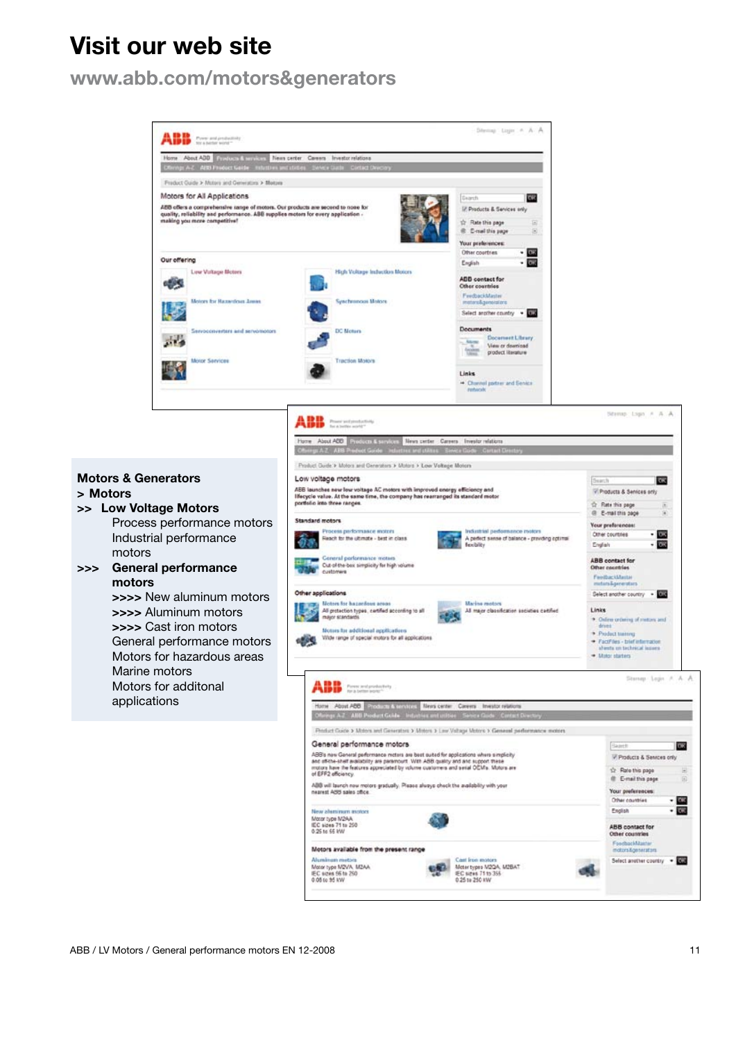# Visit our web site

## www.abb.com/motors&generators

**Motors & Generators**

**> Motors**

**>> Low Voltage Motors**

Process performance motors

Industrial performance motors

**>>> General performance motors**

>>>> New aluminum motors

>>>> Aluminum motors

>>>> Cast iron motors

General performance motors

Motors for hazardous areas

Marine motors

Motors for additonal applications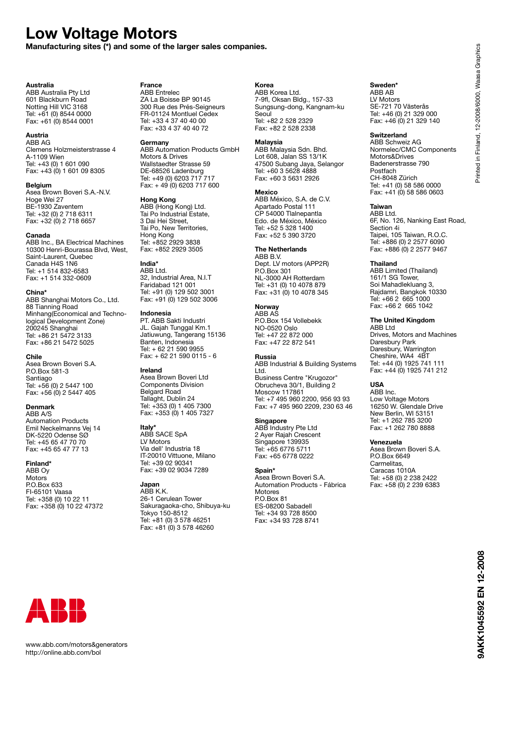# Low Voltage Motors

**Manufacturing sites (*) and some of the larger sales companies.**

**Australia**
ABB Australia Pty Ltd
601 Blackburn Road
Notting Hill VIC 3168
Tel: +61 (0) 8544 0000
Fax: +61 (0) 8544 0001

**Austria**
ABB AG
Clemens Holzmeisterstrasse 4
A-1109 Wien
Tel: +43 (0) 1 601 090
Fax: +43 (0) 1 601 09 8305

**Belgium**
Asea Brown Boveri S.A.-N.V.
Hoge Wei 27
BE-1930 Zaventem
Tel: +32 (0) 2 718 6311
Fax: +32 (0) 2 718 6657

**Canada**
ABB Inc., BA Electrical Machines
10300 Henri-Bourassa Blvd, West,
Saint-Laurent, Quebec
Canada H4S 1N6
Tel: +1 514 832-6583
Fax: +1 514 332-0609

**China***
ABB Shanghai Motors Co., Ltd.
88 Tianning Road
Minhang(Economical and Technological Development Zone)
200245 Shanghai
Tel: +86 21 5472 3133
Fax: +86 21 5472 5025

**Chile**
Asea Brown Boveri S.A.
P.O.Box 581-3
Santiago
Tel: +56 (0) 2 5447 100
Fax: +56 (0) 2 5447 405

**Denmark**
ABB A/S
Automation Products
Emil Neckelmanns Vej 14
DK-5220 Odense SØ
Tel: +45 65 47 70 70
Fax: +45 65 47 77 13

**Finland***
ABB Oy
Motors
P.O.Box 633
FI-65101 Vaasa
Tel: +358 (0) 10 22 11
Fax: +358 (0) 10 22 47372

**France**
ABB Entrelec
ZA La Boisse BP 90145
300 Rue des Prés-Seigneurs
FR-01124 Montluel Cedex
Tel: +33 4 37 40 40 00
Fax: +33 4 37 40 40 72

**Germany**
ABB Automation Products GmbH
Motors & Drives
Wallstaedter Strasse 59
DE-68526 Ladenburg
Tel: +49 (0) 6203 717 717
Fax: + 49 (0) 6203 717 600

**Hong Kong**
ABB (Hong Kong) Ltd.
Tai Po Industrial Estate,
3 Dai Hei Street,
Tai Po, New Territories,
Hong Kong
Tel: +852 2929 3838
Fax: +852 2929 3505

**India***
ABB Ltd.
32, Industrial Area, N.I.T
Faridabad 121 001
Tel: +91 (0) 129 502 3001
Fax: +91 (0) 129 502 3006

**Indonesia**
PT. ABB Sakti Industri
JL. Gajah Tunggal Km.1
Jatiuwung, Tangerang 15136
Banten, Indonesia
Tel: + 62 21 590 9955
Fax: + 62 21 590 0115 - 6

**Ireland**
Asea Brown Boveri Ltd
Components Division
Belgard Road
Tallaght, Dublin 24
Tel: +353 (0) 1 405 7300
Fax: +353 (0) 1 405 7327

**Italy***
ABB SACE SpA
LV Motors
Via dell' Industria 18
IT-20010 Vittuone, Milano
Tel: +39 02 90341
Fax: +39 02 9034 7289

**Japan**
ABB K.K.
26-1 Cerulean Tower
Sakuragaoka-cho, Shibuya-ku
Tokyo 150-8512
Tel: +81 (0) 3 578 46251
Fax: +81 (0) 3 578 46260

**Korea**
ABB Korea Ltd.
7-9fl, Oksan Bldg., 157-33
Sungsung-dong, Kangnam-ku
Seoul
Tel: +82 2 528 2329
Fax: +82 2 528 2338

**Malaysia**
ABB Malaysia Sdn. Bhd.
Lot 608, Jalan SS 13/1K
47500 Subang Jaya, Selangor
Tel: +60 3 5628 4888
Fax: +60 3 5631 2926

**Mexico**
ABB México, S.A. de C.V.
Apartado Postal 111
CP 54000 Tlalnepantla
Edo. de México, México
Tel: +52 5 328 1400
Fax: +52 5 390 3720

**The Netherlands**
ABB B.V.
Dept. LV motors (APP2R)
P.O.Box 301
NL-3000 AH Rotterdam
Tel: +31 (0) 10 4078 879
Fax: +31 (0) 10 4078 345

**Norway**
ABB AS
P.O.Box 154 Vollebekk
NO-0520 Oslo
Tel: +47 22 872 000
Fax: +47 22 872 541

**Russia**
ABB Industrial & Building Systems Ltd.
Business Centre "Krugozor"
Obrucheva 30/1, Building 2
Moscow 117861
Tel: +7 495 960 2200, 956 93 93
Fax: +7 495 960 2209, 230 63 46

**Singapore**
ABB Industry Pte Ltd
2 Ayer Rajah Crescent
Singapore 139935
Tel: +65 6776 5711
Fax: +65 6778 0222

**Spain***
Asea Brown Boveri S.A.
Automation Products - Fábrica Motores
P.O.Box 81
ES-08200 Sabadell
Tel: +34 93 728 8500
Fax: +34 93 728 8741

**Sweden***
ABB AB
LV Motors
SE-721 70 Västerås
Tel: +46 (0) 21 329 000
Fax: +46 (0) 21 329 140

**Switzerland**
ABB Schweiz AG
Normelec/CMC Components
Motors&Drives
Badenerstrasse 790
Postfach
CH-8048 Zürich
Tel: +41 (0) 58 586 0000
Fax: +41 (0) 58 586 0603

**Taiwan**
ABB Ltd.
6F, No. 126, Nanking East Road, Section 4i
Taipei, 105 Taiwan, R.O.C.
Tel: +886 (0) 2 2577 6090
Fax: +886 (0) 2 2577 9467

**Thailand**
ABB Limited (Thailand)
161/1 SG Tower,
Soi Mahadlekluang 3,
Rajdamri, Bangkok 10330
Tel: +66 2 665 1000
Fax: +66 2 665 1042

**The United Kingdom**
ABB Ltd
Drives, Motors and Machines
Daresbury Park
Daresbury, Warrington
Cheshire, WA4 4BT
Tel: +44 (0) 1925 741 111
Fax: +44 (0) 1925 741 212

**USA**
ABB Inc.
Low Voltage Motors
16250 W. Glendale Drive
New Berlin, WI 53151
Tel: +1 262 785 3200
Fax: +1 262 780 8888

**Venezuela**
Asea Brown Boveri S.A.
P.O.Box 6649
Carmelitas,
Caracas 1010A
Tel: +58 (0) 2 238 2422
Fax: +58 (0) 2 239 6383

ABB

www.abb.com/motors&generators
http://online.abb.com/bol

Printed in Finland, 12-2008/6000, Waasa Graphics

**9AKK1045592 EN 12-2008**